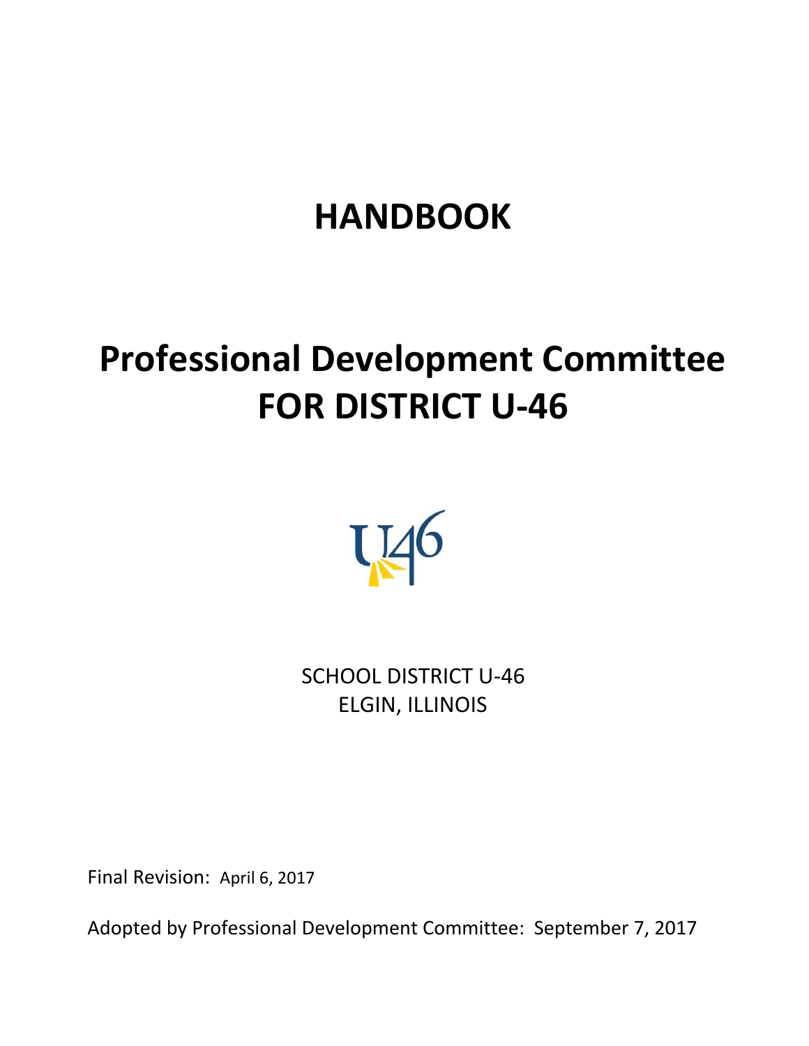# HANDBOOK

# Professional Development Committee FOR DISTRICT U-46

SCHOOL DISTRICT U-46
ELGIN, ILLINOIS

Final Revision: April 6, 2017

Adopted by Professional Development Committee: September 7, 2017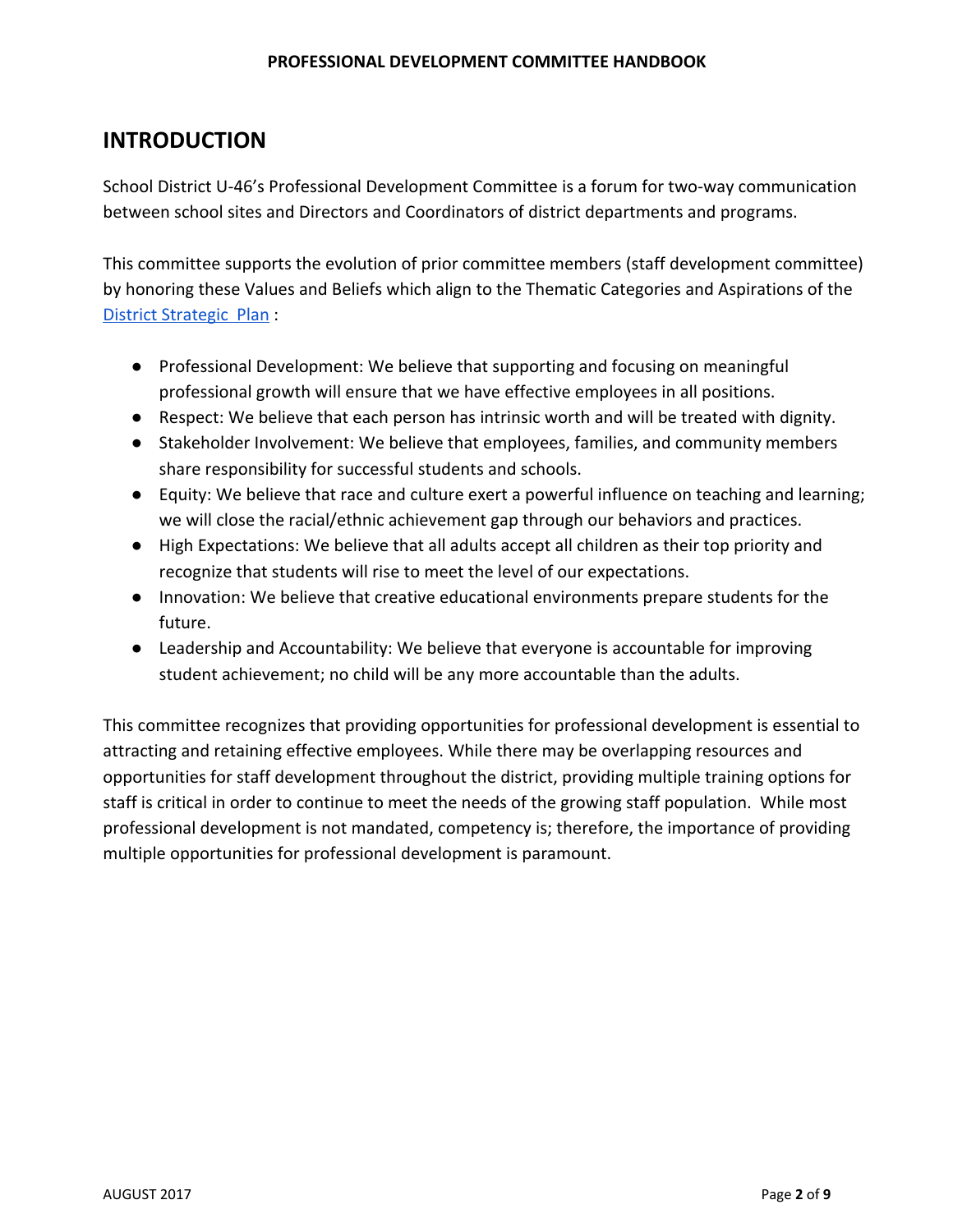## INTRODUCTION

School District U-46's Professional Development Committee is a forum for two-way communication between school sites and Directors and Coordinators of district departments and programs.

This committee supports the evolution of prior committee members (staff development committee) by honoring these Values and Beliefs which align to the Thematic Categories and Aspirations of the District Strategic Plan :

- Professional Development: We believe that supporting and focusing on meaningful professional growth will ensure that we have effective employees in all positions.
- Respect: We believe that each person has intrinsic worth and will be treated with dignity.
- Stakeholder Involvement: We believe that employees, families, and community members share responsibility for successful students and schools.
- Equity: We believe that race and culture exert a powerful influence on teaching and learning; we will close the racial/ethnic achievement gap through our behaviors and practices.
- High Expectations: We believe that all adults accept all children as their top priority and recognize that students will rise to meet the level of our expectations.
- Innovation: We believe that creative educational environments prepare students for the future.
- Leadership and Accountability: We believe that everyone is accountable for improving student achievement; no child will be any more accountable than the adults.

This committee recognizes that providing opportunities for professional development is essential to attracting and retaining effective employees. While there may be overlapping resources and opportunities for staff development throughout the district, providing multiple training options for staff is critical in order to continue to meet the needs of the growing staff population. While most professional development is not mandated, competency is; therefore, the importance of providing multiple opportunities for professional development is paramount.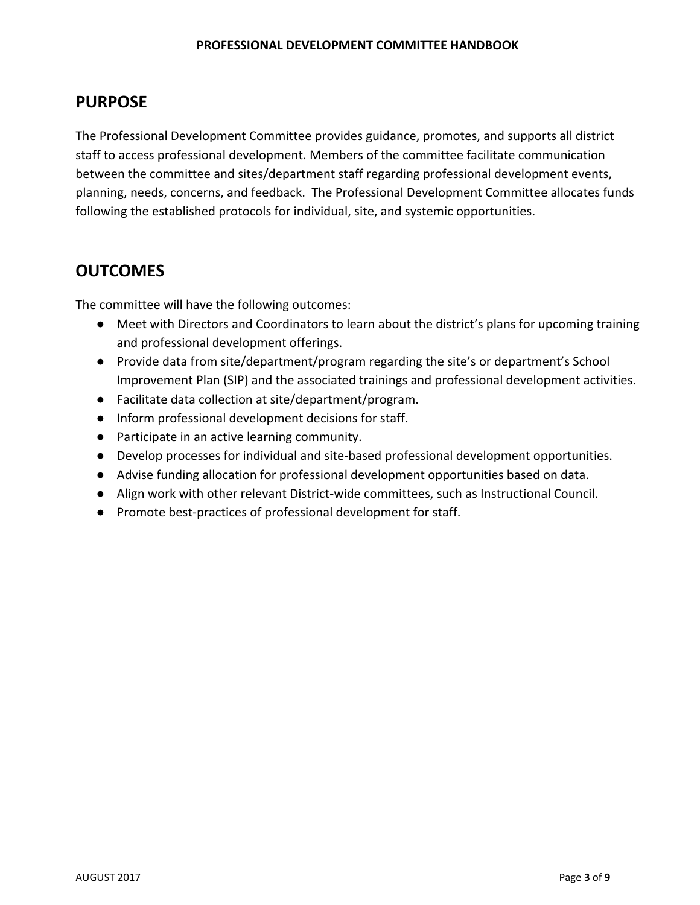## PURPOSE

The Professional Development Committee provides guidance, promotes, and supports all district staff to access professional development. Members of the committee facilitate communication between the committee and sites/department staff regarding professional development events, planning, needs, concerns, and feedback. The Professional Development Committee allocates funds following the established protocols for individual, site, and systemic opportunities.

## OUTCOMES

The committee will have the following outcomes:

- Meet with Directors and Coordinators to learn about the district's plans for upcoming training and professional development offerings.
- Provide data from site/department/program regarding the site's or department's School Improvement Plan (SIP) and the associated trainings and professional development activities.
- Facilitate data collection at site/department/program.
- Inform professional development decisions for staff.
- Participate in an active learning community.
- Develop processes for individual and site-based professional development opportunities.
- Advise funding allocation for professional development opportunities based on data.
- Align work with other relevant District-wide committees, such as Instructional Council.
- Promote best-practices of professional development for staff.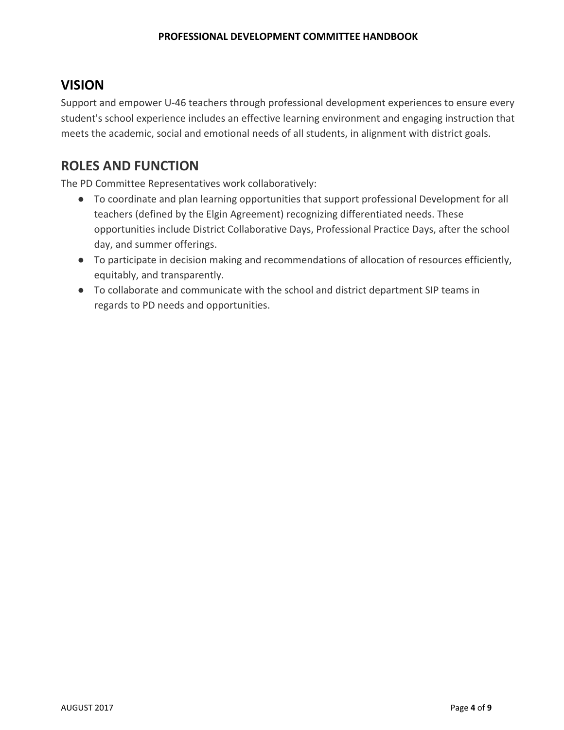## VISION

Support and empower U-46 teachers through professional development experiences to ensure every student's school experience includes an effective learning environment and engaging instruction that meets the academic, social and emotional needs of all students, in alignment with district goals.

## ROLES AND FUNCTION

The PD Committee Representatives work collaboratively:

- To coordinate and plan learning opportunities that support professional Development for all teachers (defined by the Elgin Agreement) recognizing differentiated needs. These opportunities include District Collaborative Days, Professional Practice Days, after the school day, and summer offerings.
- To participate in decision making and recommendations of allocation of resources efficiently, equitably, and transparently.
- To collaborate and communicate with the school and district department SIP teams in regards to PD needs and opportunities.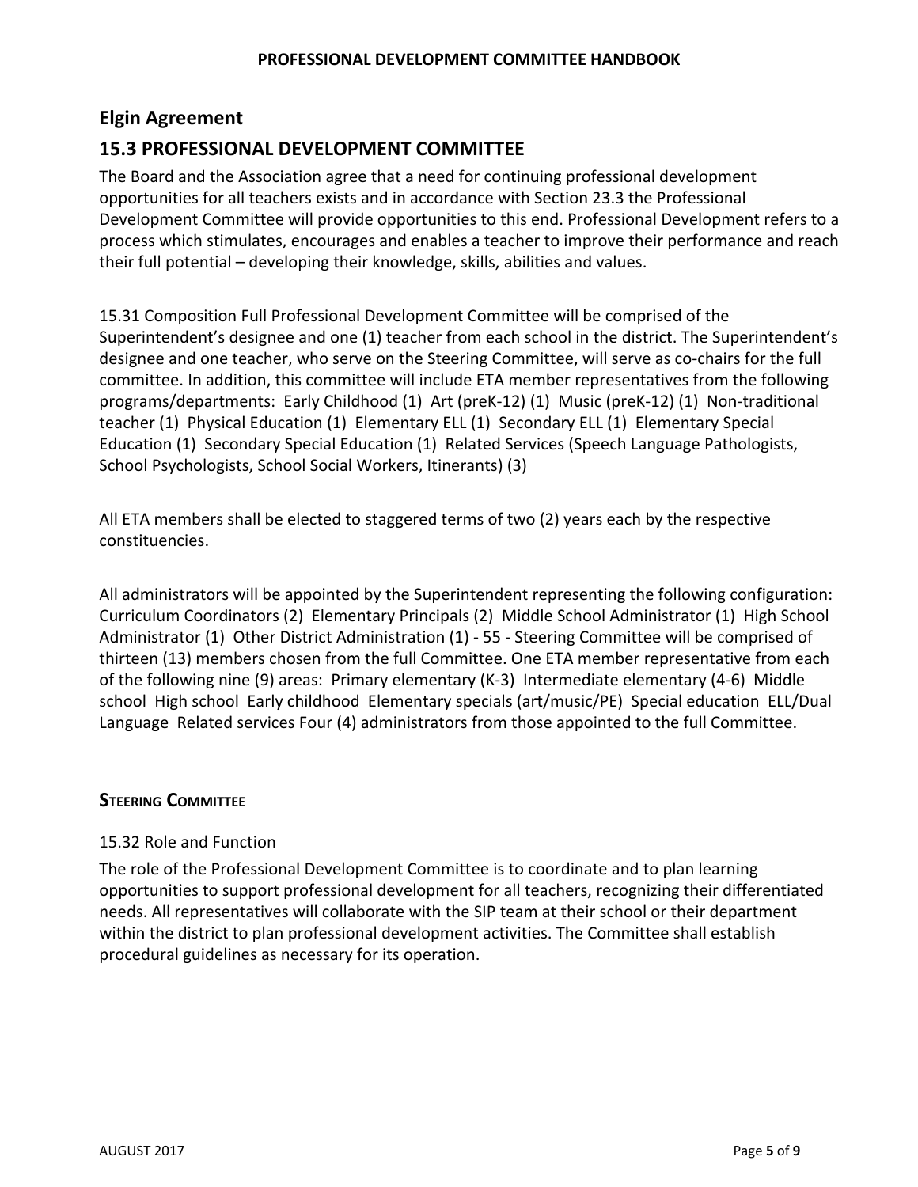## Elgin Agreement

## 15.3 PROFESSIONAL DEVELOPMENT COMMITTEE

The Board and the Association agree that a need for continuing professional development opportunities for all teachers exists and in accordance with Section 23.3 the Professional Development Committee will provide opportunities to this end. Professional Development refers to a process which stimulates, encourages and enables a teacher to improve their performance and reach their full potential – developing their knowledge, skills, abilities and values.

15.31 Composition Full Professional Development Committee will be comprised of the Superintendent's designee and one (1) teacher from each school in the district. The Superintendent's designee and one teacher, who serve on the Steering Committee, will serve as co-chairs for the full committee. In addition, this committee will include ETA member representatives from the following programs/departments:  Early Childhood (1)  Art (preK-12) (1)  Music (preK-12) (1)  Non-traditional teacher (1)  Physical Education (1)  Elementary ELL (1)  Secondary ELL (1)  Elementary Special Education (1)  Secondary Special Education (1)  Related Services (Speech Language Pathologists, School Psychologists, School Social Workers, Itinerants) (3)

All ETA members shall be elected to staggered terms of two (2) years each by the respective constituencies.

All administrators will be appointed by the Superintendent representing the following configuration: Curriculum Coordinators (2)  Elementary Principals (2)  Middle School Administrator (1)  High School Administrator (1)  Other District Administration (1) - 55 - Steering Committee will be comprised of thirteen (13) members chosen from the full Committee. One ETA member representative from each of the following nine (9) areas:  Primary elementary (K-3)  Intermediate elementary (4-6)  Middle school  High school  Early childhood  Elementary specials (art/music/PE)  Special education  ELL/Dual Language  Related services Four (4) administrators from those appointed to the full Committee.

### STEERING COMMITTEE

15.32 Role and Function

The role of the Professional Development Committee is to coordinate and to plan learning opportunities to support professional development for all teachers, recognizing their differentiated needs. All representatives will collaborate with the SIP team at their school or their department within the district to plan professional development activities. The Committee shall establish procedural guidelines as necessary for its operation.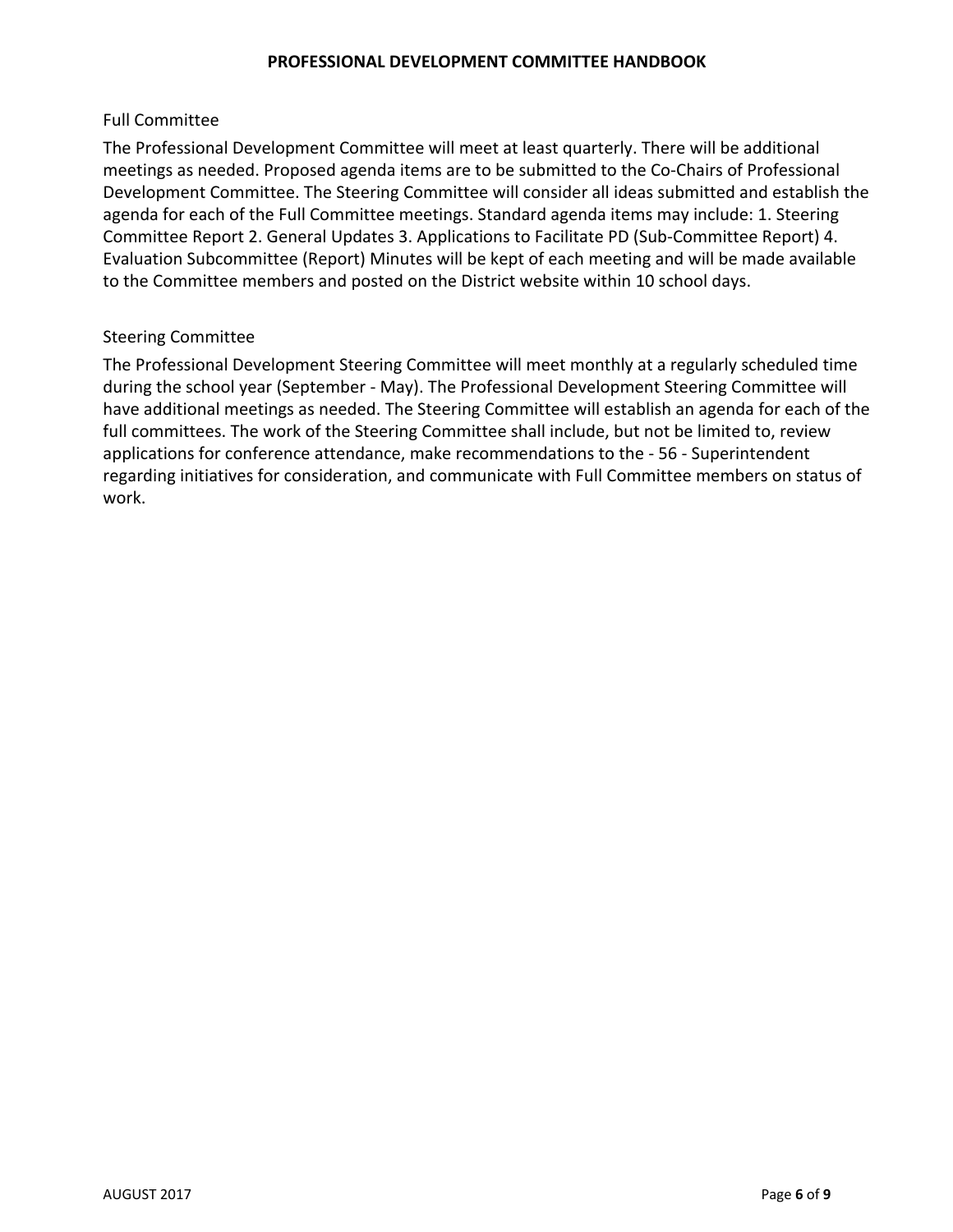## Full Committee

The Professional Development Committee will meet at least quarterly. There will be additional meetings as needed. Proposed agenda items are to be submitted to the Co-Chairs of Professional Development Committee. The Steering Committee will consider all ideas submitted and establish the agenda for each of the Full Committee meetings. Standard agenda items may include: 1. Steering Committee Report 2. General Updates 3. Applications to Facilitate PD (Sub-Committee Report) 4. Evaluation Subcommittee (Report) Minutes will be kept of each meeting and will be made available to the Committee members and posted on the District website within 10 school days.

## Steering Committee

The Professional Development Steering Committee will meet monthly at a regularly scheduled time during the school year (September - May). The Professional Development Steering Committee will have additional meetings as needed. The Steering Committee will establish an agenda for each of the full committees. The work of the Steering Committee shall include, but not be limited to, review applications for conference attendance, make recommendations to the - 56 - Superintendent regarding initiatives for consideration, and communicate with Full Committee members on status of work.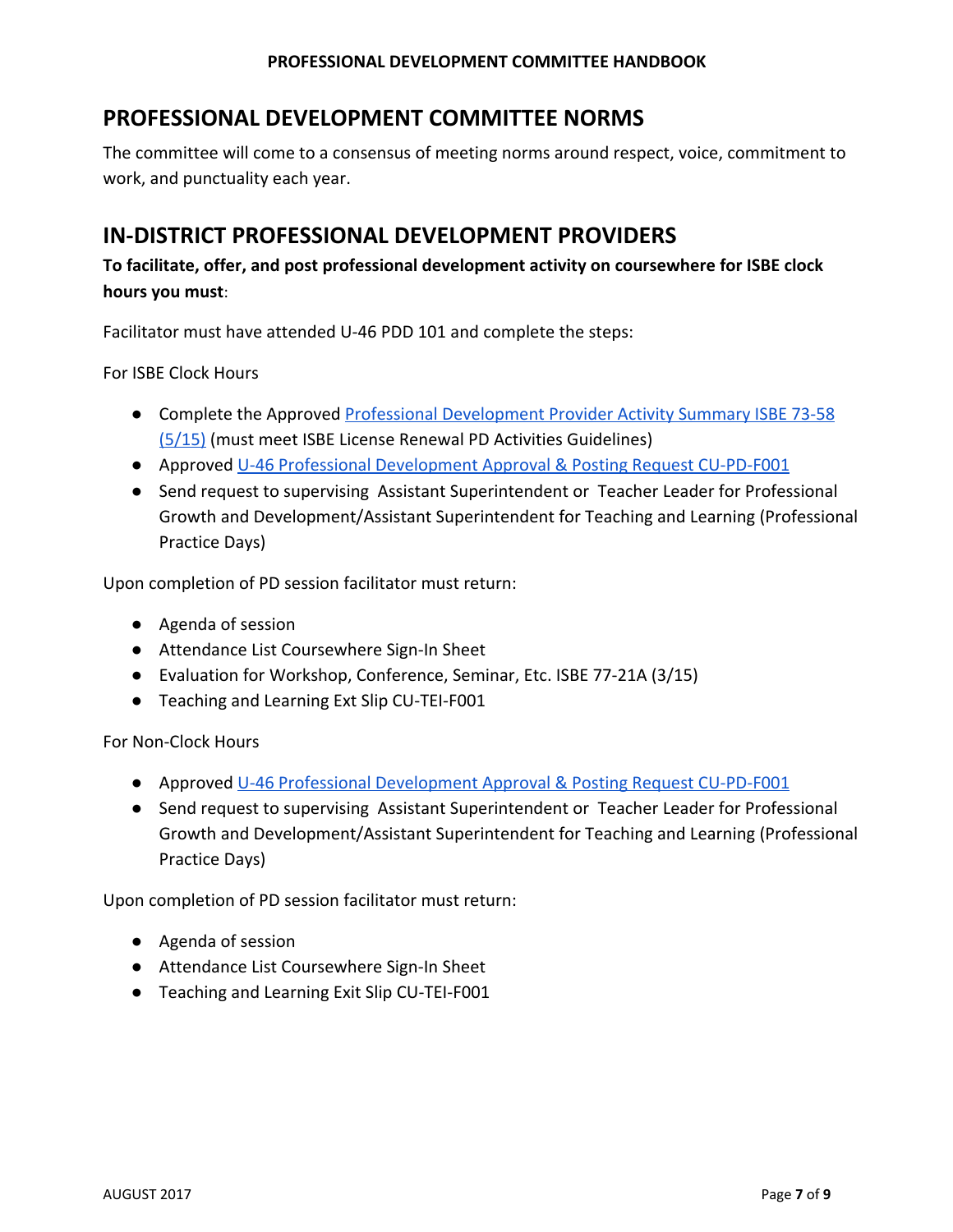## PROFESSIONAL DEVELOPMENT COMMITTEE NORMS

The committee will come to a consensus of meeting norms around respect, voice, commitment to work, and punctuality each year.

## IN-DISTRICT PROFESSIONAL DEVELOPMENT PROVIDERS

**To facilitate, offer, and post professional development activity on coursewhere for ISBE clock hours you must**:

Facilitator must have attended U-46 PDD 101 and complete the steps:

For ISBE Clock Hours

- Complete the Approved Professional Development Provider Activity Summary ISBE 73-58 (5/15) (must meet ISBE License Renewal PD Activities Guidelines)
- Approved U-46 Professional Development Approval & Posting Request CU-PD-F001
- Send request to supervising Assistant Superintendent or Teacher Leader for Professional Growth and Development/Assistant Superintendent for Teaching and Learning (Professional Practice Days)

Upon completion of PD session facilitator must return:

- Agenda of session
- Attendance List Coursewhere Sign-In Sheet
- Evaluation for Workshop, Conference, Seminar, Etc. ISBE 77-21A (3/15)
- Teaching and Learning Ext Slip CU-TEI-F001

For Non-Clock Hours

- Approved U-46 Professional Development Approval & Posting Request CU-PD-F001
- Send request to supervising Assistant Superintendent or Teacher Leader for Professional Growth and Development/Assistant Superintendent for Teaching and Learning (Professional Practice Days)

Upon completion of PD session facilitator must return:

- Agenda of session
- Attendance List Coursewhere Sign-In Sheet
- Teaching and Learning Exit Slip CU-TEI-F001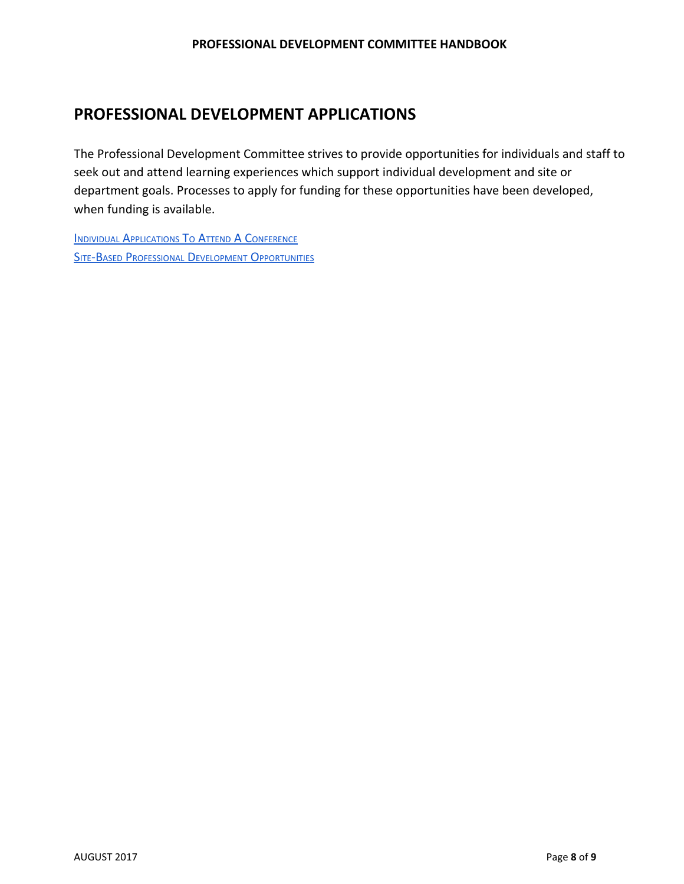# PROFESSIONAL DEVELOPMENT APPLICATIONS

The Professional Development Committee strives to provide opportunities for individuals and staff to seek out and attend learning experiences which support individual development and site or department goals. Processes to apply for funding for these opportunities have been developed, when funding is available.

Individual Applications To Attend A Conference
Site-Based Professional Development Opportunities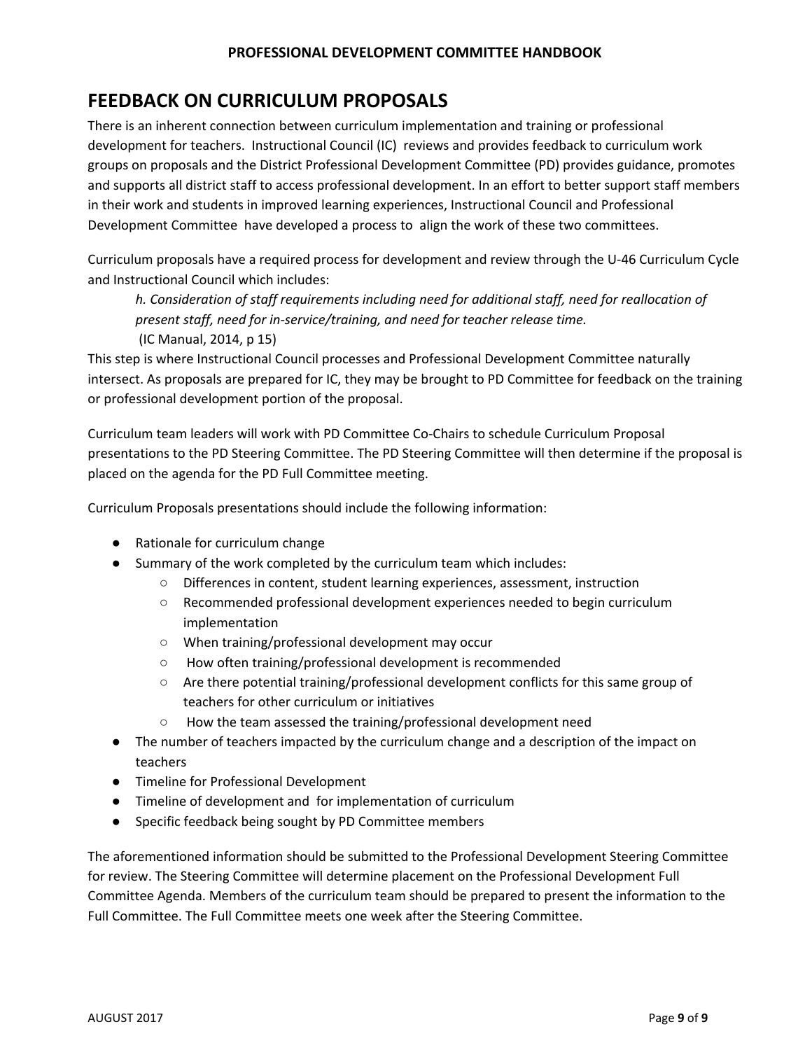# FEEDBACK ON CURRICULUM PROPOSALS

There is an inherent connection between curriculum implementation and training or professional development for teachers. Instructional Council (IC) reviews and provides feedback to curriculum work groups on proposals and the District Professional Development Committee (PD) provides guidance, promotes and supports all district staff to access professional development. In an effort to better support staff members in their work and students in improved learning experiences, Instructional Council and Professional Development Committee have developed a process to align the work of these two committees.

Curriculum proposals have a required process for development and review through the U-46 Curriculum Cycle and Instructional Council which includes:

> *h. Consideration of staff requirements including need for additional staff, need for reallocation of present staff, need for in-service/training, and need for teacher release time.*
> (IC Manual, 2014, p 15)

This step is where Instructional Council processes and Professional Development Committee naturally intersect. As proposals are prepared for IC, they may be brought to PD Committee for feedback on the training or professional development portion of the proposal.

Curriculum team leaders will work with PD Committee Co-Chairs to schedule Curriculum Proposal presentations to the PD Steering Committee. The PD Steering Committee will then determine if the proposal is placed on the agenda for the PD Full Committee meeting.

Curriculum Proposals presentations should include the following information:

- Rationale for curriculum change
- Summary of the work completed by the curriculum team which includes:
  - Differences in content, student learning experiences, assessment, instruction
  - Recommended professional development experiences needed to begin curriculum implementation
  - When training/professional development may occur
  - How often training/professional development is recommended
  - Are there potential training/professional development conflicts for this same group of teachers for other curriculum or initiatives
  - How the team assessed the training/professional development need
- The number of teachers impacted by the curriculum change and a description of the impact on teachers
- Timeline for Professional Development
- Timeline of development and for implementation of curriculum
- Specific feedback being sought by PD Committee members

The aforementioned information should be submitted to the Professional Development Steering Committee for review. The Steering Committee will determine placement on the Professional Development Full Committee Agenda. Members of the curriculum team should be prepared to present the information to the Full Committee. The Full Committee meets one week after the Steering Committee.